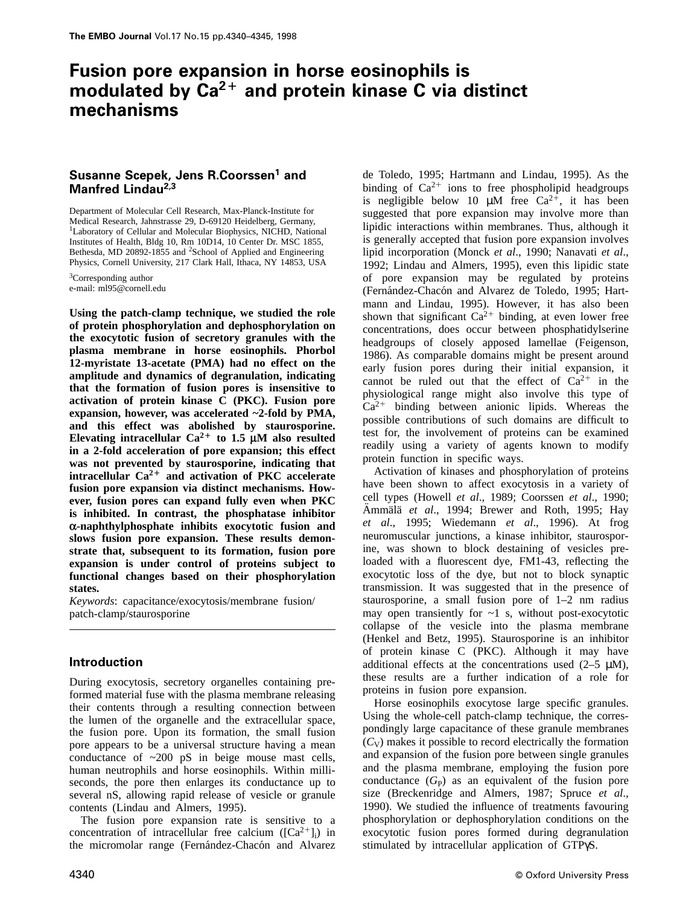# Fusion pore expansion in horse eosinophils is modulated by $Ca^{2+}$ and protein kinase C via distinct mechanisms

**Susanne Scepek, Jens R.Coorssen[1] and Manfred Lindau[2,3]**

Department of Molecular Cell Research, Max-Planck-Institute for Medical Research, Jahnstrasse 29, D-69120 Heidelberg, Germany, [1]Laboratory of Cellular and Molecular Biophysics, NICHD, National Institutes of Health, Bldg 10, Rm 10D14, 10 Center Dr. MSC 1855, Bethesda, MD 20892-1855 and [2]School of Applied and Engineering Physics, Cornell University, 217 Clark Hall, Ithaca, NY 14853, USA

[3]Corresponding author
e-mail: ml95@cornell.edu

**Using the patch-clamp technique, we studied the role of protein phosphorylation and dephosphorylation on the exocytotic fusion of secretory granules with the plasma membrane in horse eosinophils. Phorbol 12-myristate 13-acetate (PMA) had no effect on the amplitude and dynamics of degranulation, indicating that the formation of fusion pores is insensitive to activation of protein kinase C (PKC). Fusion pore expansion, however, was accelerated ~2-fold by PMA, and this effect was abolished by staurosporine. Elevating intracellular $Ca^{2+}$ to 1.5 μM also resulted in a 2-fold acceleration of pore expansion; this effect was not prevented by staurosporine, indicating that intracellular $Ca^{2+}$ and activation of PKC accelerate fusion pore expansion via distinct mechanisms. However, fusion pores can expand fully even when PKC is inhibited. In contrast, the phosphatase inhibitor α-naphthylphosphate inhibits exocytotic fusion and slows fusion pore expansion. These results demonstrate that, subsequent to its formation, fusion pore expansion is under control of proteins subject to functional changes based on their phosphorylation states.**

*Keywords*: capacitance/exocytosis/membrane fusion/patch-clamp/staurosporine

## Introduction

During exocytosis, secretory organelles containing preformed material fuse with the plasma membrane releasing their contents through a resulting connection between the lumen of the organelle and the extracellular space, the fusion pore. Upon its formation, the small fusion pore appears to be a universal structure having a mean conductance of ~200 pS in beige mouse mast cells, human neutrophils and horse eosinophils. Within milliseconds, the pore then enlarges its conductance up to several nS, allowing rapid release of vesicle or granule contents (Lindau and Almers, 1995).

The fusion pore expansion rate is sensitive to a concentration of intracellular free calcium ($[Ca^{2+}]_i$) in the micromolar range (Fernández-Chacón and Alvarez de Toledo, 1995; Hartmann and Lindau, 1995). As the binding of $Ca^{2+}$ ions to free phospholipid headgroups is negligible below 10 μM free $Ca^{2+}$, it has been suggested that pore expansion may involve more than lipidic interactions within membranes. Thus, although it is generally accepted that fusion pore expansion involves lipid incorporation (Monck *et al*., 1990; Nanavati *et al*., 1992; Lindau and Almers, 1995), even this lipidic state of pore expansion may be regulated by proteins (Fernández-Chacón and Alvarez de Toledo, 1995; Hartmann and Lindau, 1995). However, it has also been shown that significant $Ca^{2+}$ binding, at even lower free concentrations, does occur between phosphatidylserine headgroups of closely apposed lamellae (Feigenson, 1986). As comparable domains might be present around early fusion pores during their initial expansion, it cannot be ruled out that the effect of $Ca^{2+}$ in the physiological range might also involve this type of $Ca^{2+}$ binding between anionic lipids. Whereas the possible contributions of such domains are difficult to test for, the involvement of proteins can be examined readily using a variety of agents known to modify protein function in specific ways.

Activation of kinases and phosphorylation of proteins have been shown to affect exocytosis in a variety of cell types (Howell *et al*., 1989; Coorssen *et al*., 1990; Ämmälä *et al*., 1994; Brewer and Roth, 1995; Hay *et al*., 1995; Wiedemann *et al*., 1996). At frog neuromuscular junctions, a kinase inhibitor, staurosporine, was shown to block destaining of vesicles preloaded with a fluorescent dye, FM1-43, reflecting the exocytotic loss of the dye, but not to block synaptic transmission. It was suggested that in the presence of staurosporine, a small fusion pore of 1–2 nm radius may open transiently for ~1 s, without post-exocytotic collapse of the vesicle into the plasma membrane (Henkel and Betz, 1995). Staurosporine is an inhibitor of protein kinase C (PKC). Although it may have additional effects at the concentrations used (2–5 μM), these results are a further indication of a role for proteins in fusion pore expansion.

Horse eosinophils exocytose large specific granules. Using the whole-cell patch-clamp technique, the correspondingly large capacitance of these granule membranes ($C_V$) makes it possible to record electrically the formation and expansion of the fusion pore between single granules and the plasma membrane, employing the fusion pore conductance ($G_P$) as an equivalent of the fusion pore size (Breckenridge and Almers, 1987; Spruce *et al*., 1990). We studied the influence of treatments favouring phosphorylation or dephosphorylation conditions on the exocytotic fusion pores formed during degranulation stimulated by intracellular application of GTPγS.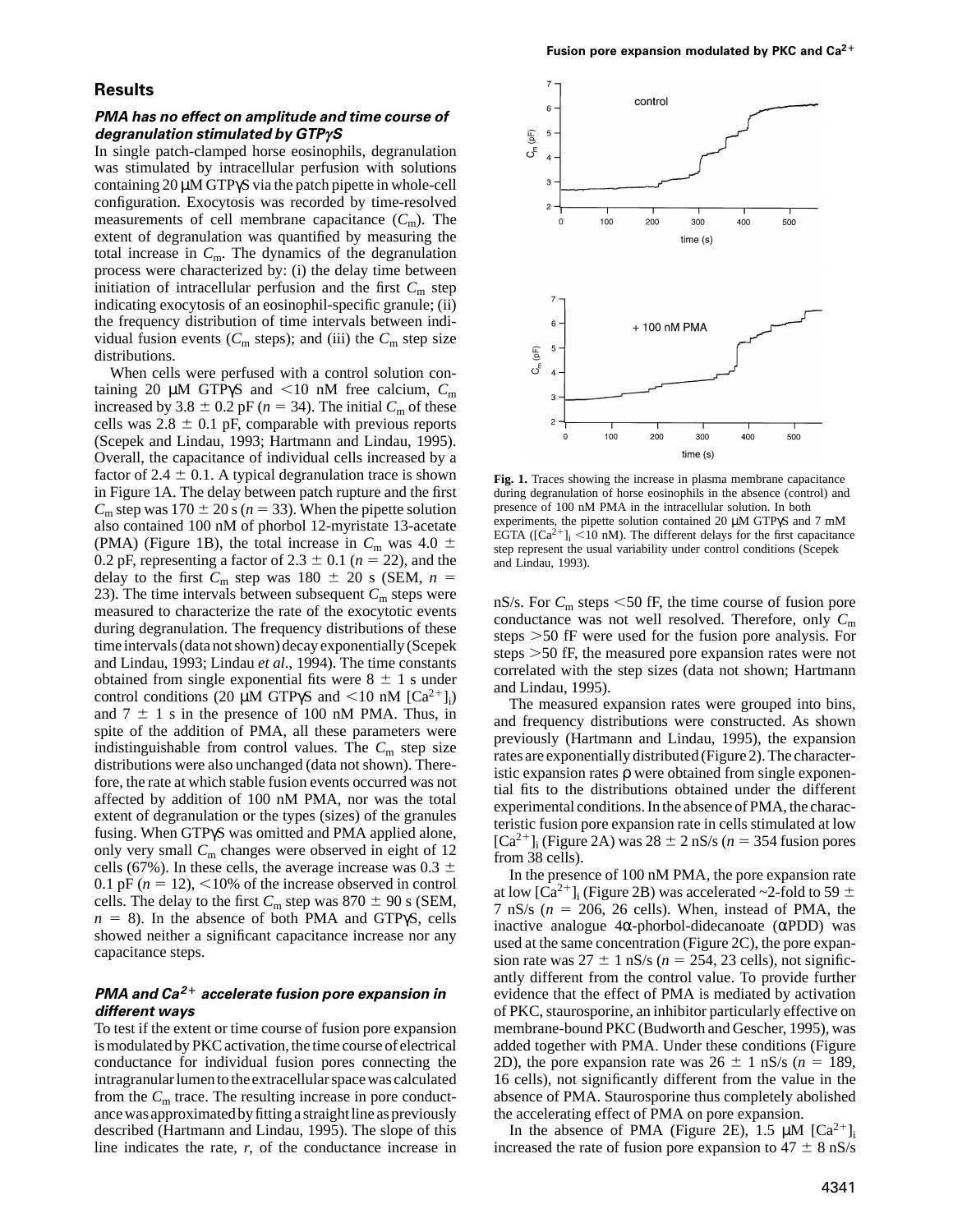## Results

### *PMA has no effect on amplitude and time course of degranulation stimulated by GTPγS*

In single patch-clamped horse eosinophils, degranulation was stimulated by intracellular perfusion with solutions containing 20 μM GTPγS via the patch pipette in whole-cell configuration. Exocytosis was recorded by time-resolved measurements of cell membrane capacitance ($C_m$). The extent of degranulation was quantified by measuring the total increase in $C_m$. The dynamics of the degranulation process were characterized by: (i) the delay time between initiation of intracellular perfusion and the first $C_m$ step indicating exocytosis of an eosinophil-specific granule; (ii) the frequency distribution of time intervals between individual fusion events ($C_m$ steps); and (iii) the $C_m$ step size distributions.

When cells were perfused with a control solution containing 20 μM GTPγS and <10 nM free calcium, $C_m$ increased by 3.8 ± 0.2 pF ($n$ = 34). The initial $C_m$ of these cells was 2.8 ± 0.1 pF, comparable with previous reports (Scepek and Lindau, 1993; Hartmann and Lindau, 1995). Overall, the capacitance of individual cells increased by a factor of 2.4 ± 0.1. A typical degranulation trace is shown in Figure 1A. The delay between patch rupture and the first $C_m$ step was 170 ± 20 s ($n$ = 33). When the pipette solution also contained 100 nM of phorbol 12-myristate 13-acetate (PMA) (Figure 1B), the total increase in $C_m$ was 4.0 ± 0.2 pF, representing a factor of 2.3 ± 0.1 ($n$ = 22), and the delay to the first $C_m$ step was 180 ± 20 s (SEM, $n$ = 23). The time intervals between subsequent $C_m$ steps were measured to characterize the rate of the exocytotic events during degranulation. The frequency distributions of these time intervals (data not shown) decay exponentially (Scepek and Lindau, 1993; Lindau *et al.*, 1994). The time constants obtained from single exponential fits were 8 ± 1 s under control conditions (20 μM GTPγS and <10 nM $[Ca^{2+}]_i$) and 7 ± 1 s in the presence of 100 nM PMA. Thus, in spite of the addition of PMA, all these parameters were indistinguishable from control values. The $C_m$ step size distributions were also unchanged (data not shown). Therefore, the rate at which stable fusion events occurred was not affected by addition of 100 nM PMA, nor was the total extent of degranulation or the types (sizes) of the granules fusing. When GTPγS was omitted and PMA applied alone, only very small $C_m$ changes were observed in eight of 12 cells (67%). In these cells, the average increase was 0.3 ± 0.1 pF ($n$ = 12), <10% of the increase observed in control cells. The delay to the first $C_m$ step was 870 ± 90 s (SEM, $n$ = 8). In the absence of both PMA and GTPγS, cells showed neither a significant capacitance increase nor any capacitance steps.

### *PMA and $Ca^{2+}$ accelerate fusion pore expansion in different ways*

To test if the extent or time course of fusion pore expansion is modulated by PKC activation, the time course of electrical conductance for individual fusion pores connecting the intragranular lumen to the extracellular space was calculated from the $C_m$ trace. The resulting increase in pore conductance was approximated by fitting a straight line as previously described (Hartmann and Lindau, 1995). The slope of this line indicates the rate, $r$, of the conductance increase in nS/s. For $C_m$ steps <50 fF, the time course of fusion pore conductance was not well resolved. Therefore, only $C_m$ steps >50 fF were used for the fusion pore analysis. For steps >50 fF, the measured pore expansion rates were not correlated with the step sizes (data not shown; Hartmann and Lindau, 1995).

**Fig. 1.** Traces showing the increase in plasma membrane capacitance during degranulation of horse eosinophils in the absence (control) and presence of 100 nM PMA in the intracellular solution. In both experiments, the pipette solution contained 20 μM GTPγS and 7 mM EGTA ($[Ca^{2+}]_i$ <10 nM). The different delays for the first capacitance step represent the usual variability under control conditions (Scepek and Lindau, 1993).

The measured expansion rates were grouped into bins, and frequency distributions were constructed. As shown previously (Hartmann and Lindau, 1995), the expansion rates are exponentially distributed (Figure 2). The characteristic expansion rates ρ were obtained from single exponential fits to the distributions obtained under the different experimental conditions. In the absence of PMA, the characteristic fusion pore expansion rate in cells stimulated at low $[Ca^{2+}]_i$ (Figure 2A) was 28 ± 2 nS/s ($n$ = 354 fusion pores from 38 cells).

In the presence of 100 nM PMA, the pore expansion rate at low $[Ca^{2+}]_i$ (Figure 2B) was accelerated ~2-fold to 59 ± 7 nS/s ($n$ = 206, 26 cells). When, instead of PMA, the inactive analogue 4α-phorbol-didecanoate (αPDD) was used at the same concentration (Figure 2C), the pore expansion rate was 27 ± 1 nS/s ($n$ = 254, 23 cells), not significantly different from the control value. To provide further evidence that the effect of PMA is mediated by activation of PKC, staurosporine, an inhibitor particularly effective on membrane-bound PKC (Budworth and Gescher, 1995), was added together with PMA. Under these conditions (Figure 2D), the pore expansion rate was 26 ± 1 nS/s ($n$ = 189, 16 cells), not significantly different from the value in the absence of PMA. Staurosporine thus completely abolished the accelerating effect of PMA on pore expansion.

In the absence of PMA (Figure 2E), 1.5 μM $[Ca^{2+}]_i$ increased the rate of fusion pore expansion to 47 ± 8 nS/s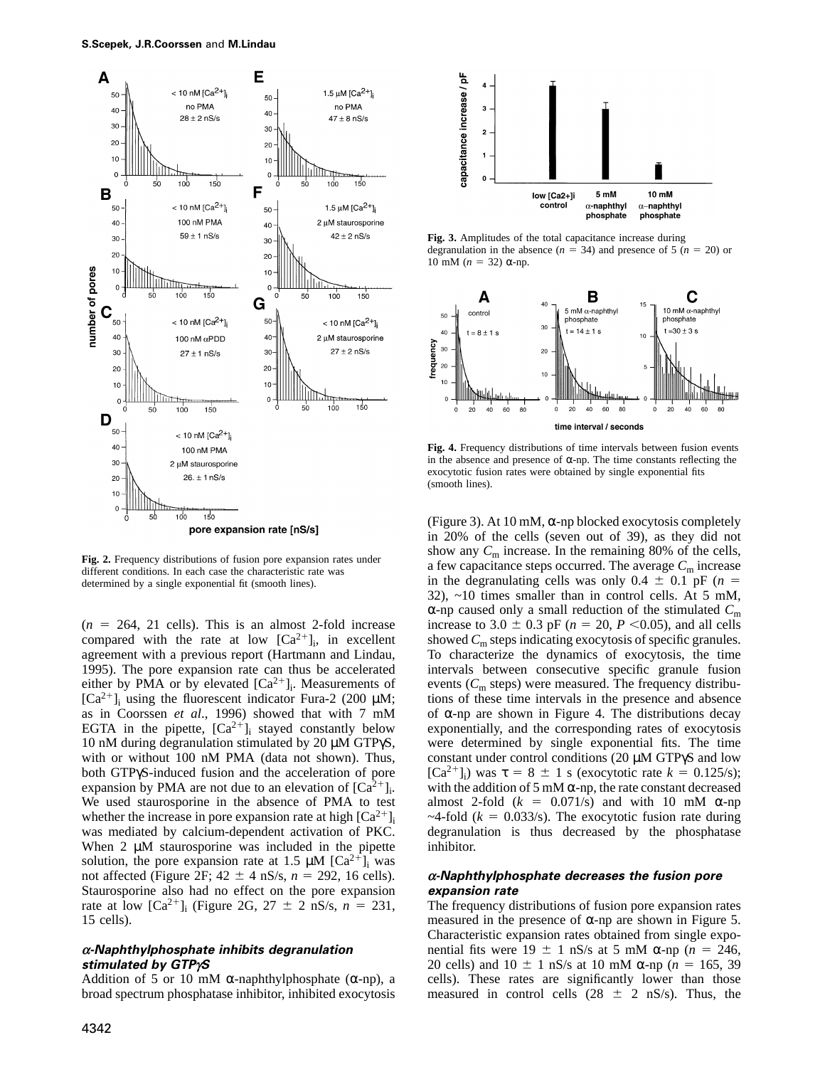Fig. 2. Frequency distributions of fusion pore expansion rates under different conditions. In each case the characteristic rate was determined by a single exponential fit (smooth lines).

($n$ = 264, 21 cells). This is an almost 2-fold increase compared with the rate at low $[Ca^{2+}]_i$, in excellent agreement with a previous report (Hartmann and Lindau, 1995). The pore expansion rate can thus be accelerated either by PMA or by elevated $[Ca^{2+}]_i$. Measurements of $[Ca^{2+}]_i$ using the fluorescent indicator Fura-2 (200 μM; as in Coorssen *et al*., 1996) showed that with 7 mM EGTA in the pipette, $[Ca^{2+}]_i$ stayed constantly below 10 nM during degranulation stimulated by 20 μM GTPγS, with or without 100 nM PMA (data not shown). Thus, both GTPγS-induced fusion and the acceleration of pore expansion by PMA are not due to an elevation of $[Ca^{2+}]_i$. We used staurosporine in the absence of PMA to test whether the increase in pore expansion rate at high $[Ca^{2+}]_i$ was mediated by calcium-dependent activation of PKC. When 2 μM staurosporine was included in the pipette solution, the pore expansion rate at 1.5 μM $[Ca^{2+}]_i$ was not affected (Figure 2F; 42 ± 4 nS/s, $n$ = 292, 16 cells). Staurosporine also had no effect on the pore expansion rate at low $[Ca^{2+}]_i$ (Figure 2G, 27 ± 2 nS/s, $n$ = 231, 15 cells).

### α-Naphthylphosphate inhibits degranulation stimulated by GTPγS

Addition of 5 or 10 mM α-naphthylphosphate (α-np), a broad spectrum phosphatase inhibitor, inhibited exocytosis (Figure 3). At 10 mM, α-np blocked exocytosis completely in 20% of the cells (seven out of 39), as they did not show any $C_m$ increase. In the remaining 80% of the cells, a few capacitance steps occurred. The average $C_m$ increase in the degranulating cells was only 0.4 ± 0.1 pF ($n$ = 32), ~10 times smaller than in control cells. At 5 mM, α-np caused only a small reduction of the stimulated $C_m$ increase to 3.0 ± 0.3 pF ($n$ = 20, $P$ <0.05), and all cells showed $C_m$ steps indicating exocytosis of specific granules. To characterize the dynamics of exocytosis, the time intervals between consecutive specific granule fusion events ($C_m$ steps) were measured. The frequency distributions of these time intervals in the presence and absence of α-np are shown in Figure 4. The distributions decay exponentially, and the corresponding rates of exocytosis were determined by single exponential fits. The time constant under control conditions (20 μM GTPγS and low $[Ca^{2+}]_i$) was τ = 8 ± 1 s (exocytotic rate $k$ = 0.125/s); with the addition of 5 mM α-np, the rate constant decreased almost 2-fold ($k$ = 0.071/s) and with 10 mM α-np ~4-fold ($k$ = 0.033/s). The exocytotic fusion rate during degranulation is thus decreased by the phosphatase inhibitor.

Fig. 3. Amplitudes of the total capacitance increase during degranulation in the absence ($n$ = 34) and presence of 5 ($n$ = 20) or 10 mM ($n$ = 32) α-np.

Fig. 4. Frequency distributions of time intervals between fusion events in the absence and presence of α-np. The time constants reflecting the exocytotic fusion rates were obtained by single exponential fits (smooth lines).

### α-Naphthylphosphate decreases the fusion pore expansion rate

The frequency distributions of fusion pore expansion rates measured in the presence of α-np are shown in Figure 5. Characteristic expansion rates obtained from single exponential fits were 19 ± 1 nS/s at 5 mM α-np ($n$ = 246, 20 cells) and 10 ± 1 nS/s at 10 mM α-np ($n$ = 165, 39 cells). These rates are significantly lower than those measured in control cells (28 ± 2 nS/s). Thus, the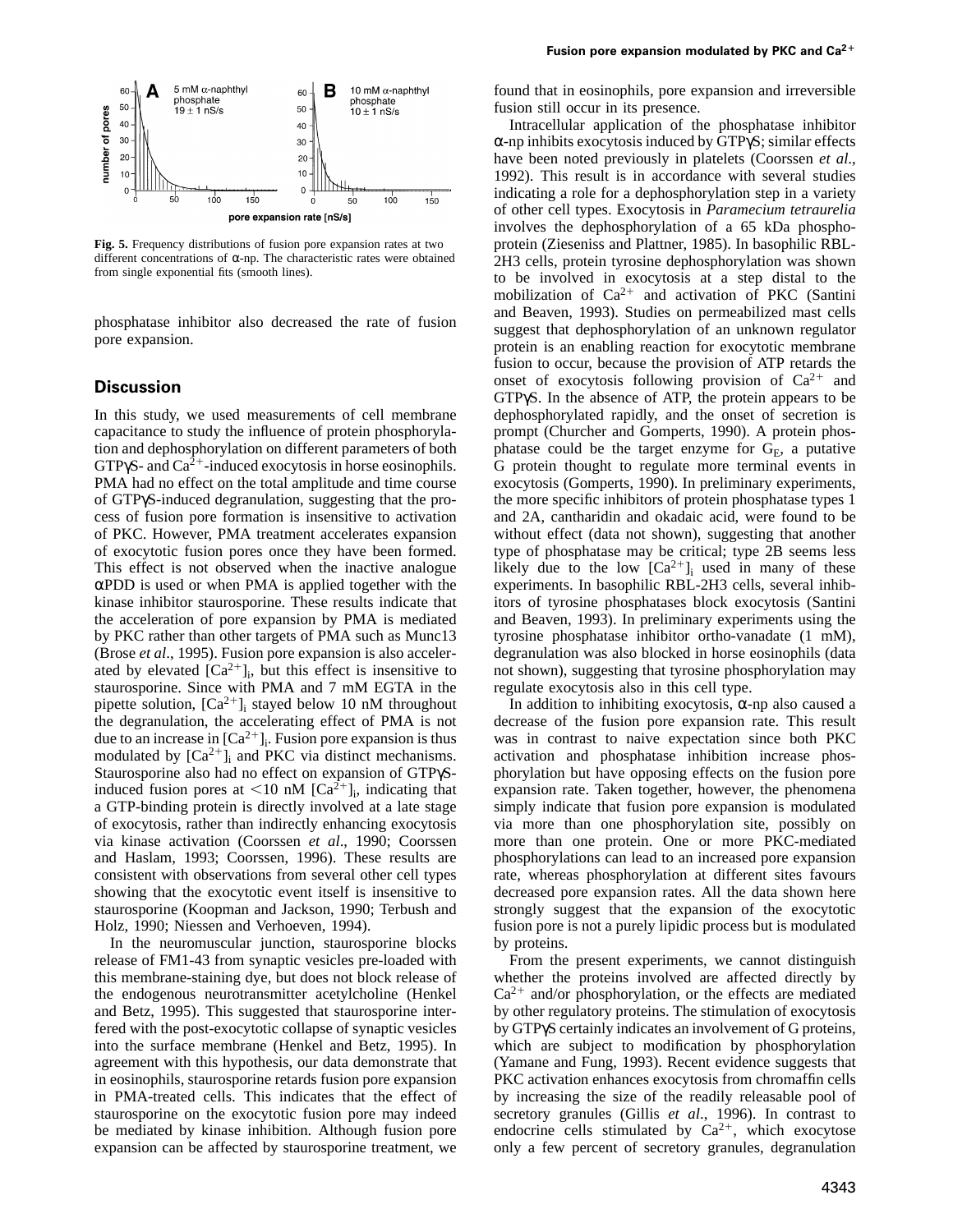Fig. 5. Frequency distributions of fusion pore expansion rates at two different concentrations of α-np. The characteristic rates were obtained from single exponential fits (smooth lines).

phosphatase inhibitor also decreased the rate of fusion pore expansion.

## Discussion

In this study, we used measurements of cell membrane capacitance to study the influence of protein phosphorylation and dephosphorylation on different parameters of both GTPγS- and $Ca^{2+}$-induced exocytosis in horse eosinophils. PMA had no effect on the total amplitude and time course of GTPγS-induced degranulation, suggesting that the process of fusion pore formation is insensitive to activation of PKC. However, PMA treatment accelerates expansion of exocytotic fusion pores once they have been formed. This effect is not observed when the inactive analogue αPDD is used or when PMA is applied together with the kinase inhibitor staurosporine. These results indicate that the acceleration of pore expansion by PMA is mediated by PKC rather than other targets of PMA such as Munc13 (Brose *et al*., 1995). Fusion pore expansion is also accelerated by elevated $[Ca^{2+}]_i$, but this effect is insensitive to staurosporine. Since with PMA and 7 mM EGTA in the pipette solution, $[Ca^{2+}]_i$ stayed below 10 nM throughout the degranulation, the accelerating effect of PMA is not due to an increase in $[Ca^{2+}]_i$. Fusion pore expansion is thus modulated by $[Ca^{2+}]_i$ and PKC via distinct mechanisms. Staurosporine also had no effect on expansion of GTPγS-induced fusion pores at <10 nM $[Ca^{2+}]_i$, indicating that a GTP-binding protein is directly involved at a late stage of exocytosis, rather than indirectly enhancing exocytosis via kinase activation (Coorssen *et al*., 1990; Coorssen and Haslam, 1993; Coorssen, 1996). These results are consistent with observations from several other cell types showing that the exocytotic event itself is insensitive to staurosporine (Koopman and Jackson, 1990; Terbush and Holz, 1990; Niessen and Verhoeven, 1994).

In the neuromuscular junction, staurosporine blocks release of FM1-43 from synaptic vesicles pre-loaded with this membrane-staining dye, but does not block release of the endogenous neurotransmitter acetylcholine (Henkel and Betz, 1995). This suggested that staurosporine interfered with the post-exocytotic collapse of synaptic vesicles into the surface membrane (Henkel and Betz, 1995). In agreement with this hypothesis, our data demonstrate that in eosinophils, staurosporine retards fusion pore expansion in PMA-treated cells. This indicates that the effect of staurosporine on the exocytotic fusion pore may indeed be mediated by kinase inhibition. Although fusion pore expansion can be affected by staurosporine treatment, we found that in eosinophils, pore expansion and irreversible fusion still occur in its presence.

Intracellular application of the phosphatase inhibitor α-np inhibits exocytosis induced by GTPγS; similar effects have been noted previously in platelets (Coorssen *et al*., 1992). This result is in accordance with several studies indicating a role for a dephosphorylation step in a variety of other cell types. Exocytosis in *Paramecium tetraurelia* involves the dephosphorylation of a 65 kDa phosphoprotein (Zieseniss and Plattner, 1985). In basophilic RBL-2H3 cells, protein tyrosine dephosphorylation was shown to be involved in exocytosis at a step distal to the mobilization of $Ca^{2+}$ and activation of PKC (Santini and Beaven, 1993). Studies on permeabilized mast cells suggest that dephosphorylation of an unknown regulator protein is an enabling reaction for exocytotic membrane fusion to occur, because the provision of ATP retards the onset of exocytosis following provision of $Ca^{2+}$ and GTPγS. In the absence of ATP, the protein appears to be dephosphorylated rapidly, and the onset of secretion is prompt (Churcher and Gomperts, 1990). A protein phosphatase could be the target enzyme for $G_E$, a putative G protein thought to regulate more terminal events in exocytosis (Gomperts, 1990). In preliminary experiments, the more specific inhibitors of protein phosphatase types 1 and 2A, cantharidin and okadaic acid, were found to be without effect (data not shown), suggesting that another type of phosphatase may be critical; type 2B seems less likely due to the low $[Ca^{2+}]_i$ used in many of these experiments. In basophilic RBL-2H3 cells, several inhibitors of tyrosine phosphatases block exocytosis (Santini and Beaven, 1993). In preliminary experiments using the tyrosine phosphatase inhibitor ortho-vanadate (1 mM), degranulation was also blocked in horse eosinophils (data not shown), suggesting that tyrosine phosphorylation may regulate exocytosis also in this cell type.

In addition to inhibiting exocytosis, α-np also caused a decrease of the fusion pore expansion rate. This result was in contrast to naive expectation since both PKC activation and phosphatase inhibition increase phosphorylation but have opposing effects on the fusion pore expansion rate. Taken together, however, the phenomena simply indicate that fusion pore expansion is modulated via more than one phosphorylation site, possibly on more than one protein. One or more PKC-mediated phosphorylations can lead to an increased pore expansion rate, whereas phosphorylation at different sites favours decreased pore expansion rates. All the data shown here strongly suggest that the expansion of the exocytotic fusion pore is not a purely lipidic process but is modulated by proteins.

From the present experiments, we cannot distinguish whether the proteins involved are affected directly by $Ca^{2+}$ and/or phosphorylation, or the effects are mediated by other regulatory proteins. The stimulation of exocytosis by GTPγS certainly indicates an involvement of G proteins, which are subject to modification by phosphorylation (Yamane and Fung, 1993). Recent evidence suggests that PKC activation enhances exocytosis from chromaffin cells by increasing the size of the readily releasable pool of secretory granules (Gillis *et al*., 1996). In contrast to endocrine cells stimulated by $Ca^{2+}$, which exocytose only a few percent of secretory granules, degranulation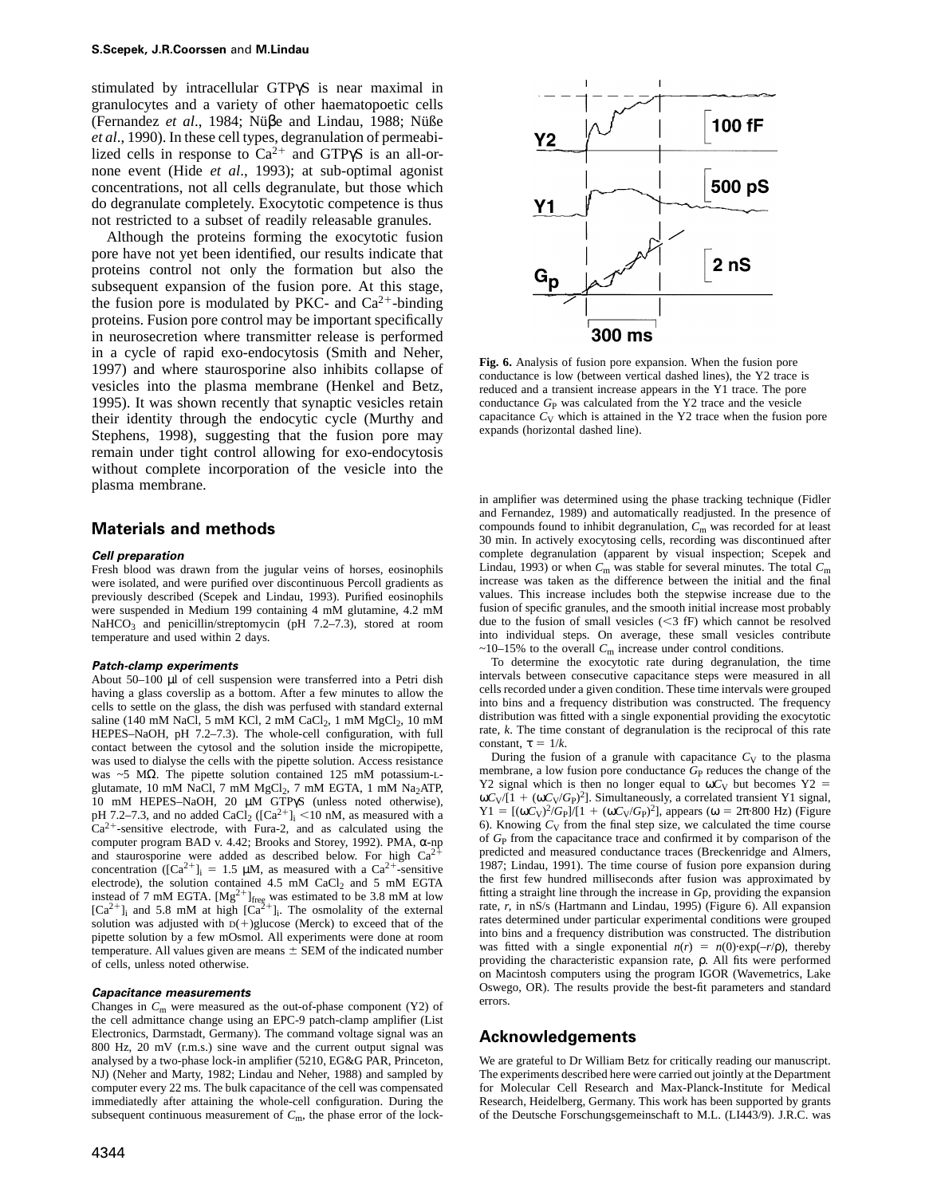stimulated by intracellular GTPγS is near maximal in granulocytes and a variety of other haematopoetic cells (Fernandez *et al*., 1984; Nüβe and Lindau, 1988; Nüße *et al*., 1990). In these cell types, degranulation of permeabilized cells in response to $Ca^{2+}$ and GTPγS is an all-or-none event (Hide *et al*., 1993); at sub-optimal agonist concentrations, not all cells degranulate, but those which do degranulate completely. Exocytotic competence is thus not restricted to a subset of readily releasable granules.

Although the proteins forming the exocytotic fusion pore have not yet been identified, our results indicate that proteins control not only the formation but also the subsequent expansion of the fusion pore. At this stage, the fusion pore is modulated by PKC- and $Ca^{2+}$-binding proteins. Fusion pore control may be important specifically in neurosecretion where transmitter release is performed in a cycle of rapid exo-endocytosis (Smith and Neher, 1997) and where staurosporine also inhibits collapse of vesicles into the plasma membrane (Henkel and Betz, 1995). It was shown recently that synaptic vesicles retain their identity through the endocytic cycle (Murthy and Stephens, 1998), suggesting that the fusion pore may remain under tight control allowing for exo-endocytosis without complete incorporation of the vesicle into the plasma membrane.

**Fig. 6.** Analysis of fusion pore expansion. When the fusion pore conductance is low (between vertical dashed lines), the Y2 trace is reduced and a transient increase appears in the Y1 trace. The pore conductance $G_P$ was calculated from the Y2 trace and the vesicle capacitance $C_V$ which is attained in the Y2 trace when the fusion pore expands (horizontal dashed line).

## Materials and methods

### Cell preparation

Fresh blood was drawn from the jugular veins of horses, eosinophils were isolated, and were purified over discontinuous Percoll gradients as previously described (Scepek and Lindau, 1993). Purified eosinophils were suspended in Medium 199 containing 4 mM glutamine, 4.2 mM $NaHCO_3$ and penicillin/streptomycin (pH 7.2–7.3), stored at room temperature and used within 2 days.

### Patch-clamp experiments

About 50–100 μl of cell suspension were transferred into a Petri dish having a glass coverslip as a bottom. After a few minutes to allow the cells to settle on the glass, the dish was perfused with standard external saline (140 mM NaCl, 5 mM KCl, 2 mM $CaCl_2$, 1 mM $MgCl_2$, 10 mM HEPES–NaOH, pH 7.2–7.3). The whole-cell configuration, with full contact between the cytosol and the solution inside the micropipette, was used to dialyse the cells with the pipette solution. Access resistance was ~5 MΩ. The pipette solution contained 125 mM potassium-L-glutamate, 10 mM NaCl, 7 mM $MgCl_2$, 7 mM EGTA, 1 mM $Na_2$ATP, 10 mM HEPES–NaOH, 20 μM GTPγS (unless noted otherwise), pH 7.2–7.3, and no added $CaCl_2$ ($[Ca^{2+}]_i$ <10 nM, as measured with a $Ca^{2+}$-sensitive electrode, with Fura-2, and as calculated using the computer program BAD v. 4.42; Brooks and Storey, 1992). PMA, α-np and staurosporine were added as described below. For high $Ca^{2+}$ concentration ($[Ca^{2+}]_i$ = 1.5 μM, as measured with a $Ca^{2+}$-sensitive electrode), the solution contained 4.5 mM $CaCl_2$ and 5 mM EGTA instead of 7 mM EGTA. $[Mg^{2+}]_{free}$ was estimated to be 3.8 mM at low $[Ca^{2+}]_i$ and 5.8 mM at high $[Ca^{2+}]_i$. The osmolality of the external solution was adjusted with D(+)glucose (Merck) to exceed that of the pipette solution by a few mOsmol. All experiments were done at room temperature. All values given are means ± SEM of the indicated number of cells, unless noted otherwise.

### Capacitance measurements

Changes in $C_m$ were measured as the out-of-phase component (Y2) of the cell admittance change using an EPC-9 patch-clamp amplifier (List Electronics, Darmstadt, Germany). The command voltage signal was an 800 Hz, 20 mV (r.m.s.) sine wave and the current output signal was analysed by a two-phase lock-in amplifier (5210, EG&G PAR, Princeton, NJ) (Neher and Marty, 1982; Lindau and Neher, 1988) and sampled by computer every 22 ms. The bulk capacitance of the cell was compensated immediately after attaining the whole-cell configuration. During the subsequent continuous measurement of $C_m$, the phase error of the lock-in amplifier was determined using the phase tracking technique (Fidler and Fernandez, 1989) and automatically readjusted. In the presence of compounds found to inhibit degranulation, $C_m$ was recorded for at least 30 min. In actively exocytosing cells, recording was discontinued after complete degranulation (apparent by visual inspection; Scepek and Lindau, 1993) or when $C_m$ was stable for several minutes. The total $C_m$ increase was taken as the difference between the initial and the final values. This increase includes both the stepwise increase due to the fusion of specific granules, and the smooth initial increase most probably due to the fusion of small vesicles (<3 fF) which cannot be resolved into individual steps. On average, these small vesicles contribute ~10–15% to the overall $C_m$ increase under control conditions.

To determine the exocytotic rate during degranulation, the time intervals between consecutive capacitance steps were measured in all cells recorded under a given condition. These time intervals were grouped into bins and a frequency distribution was constructed. The frequency distribution was fitted with a single exponential providing the exocytotic rate, $k$. The time constant of degranulation is the reciprocal of this rate constant, $\tau = 1/k$.

During the fusion of a granule with capacitance $C_V$ to the plasma membrane, a low fusion pore conductance $G_P$ reduces the change of the Y2 signal which is then no longer equal to $\omega C_V$ but becomes $Y2 = \omega C_V/[1 + (\omega C_V/G_P)^2]$. Simultaneously, a correlated transient Y1 signal, $Y1 = [(\omega C_V)^2/G_P]/[1 + (\omega C_V/G_P)^2]$, appears ($\omega = 2\pi \cdot 800$ Hz) (Figure 6). Knowing $C_V$ from the final step size, we calculated the time course of $G_P$ from the capacitance trace and confirmed it by comparison of the predicted and measured conductance traces (Breckenridge and Almers, 1987; Lindau, 1991). The time course of fusion pore expansion during the first few hundred milliseconds after fusion was approximated by fitting a straight line through the increase in $G$p, providing the expansion rate, $r$, in nS/s (Hartmann and Lindau, 1995) (Figure 6). All expansion rates determined under particular experimental conditions were grouped into bins and a frequency distribution was constructed. The distribution was fitted with a single exponential $n(r) = n(0) \cdot \exp(-r/\rho)$, thereby providing the characteristic expansion rate, ρ. All fits were performed on Macintosh computers using the program IGOR (Wavemetrics, Lake Oswego, OR). The results provide the best-fit parameters and standard errors.

## Acknowledgements

We are grateful to Dr William Betz for critically reading our manuscript. The experiments described here were carried out jointly at the Department for Molecular Cell Research and Max-Planck-Institute for Medical Research, Heidelberg, Germany. This work has been supported by grants of the Deutsche Forschungsgemeinschaft to M.L. (LI443/9). J.R.C. was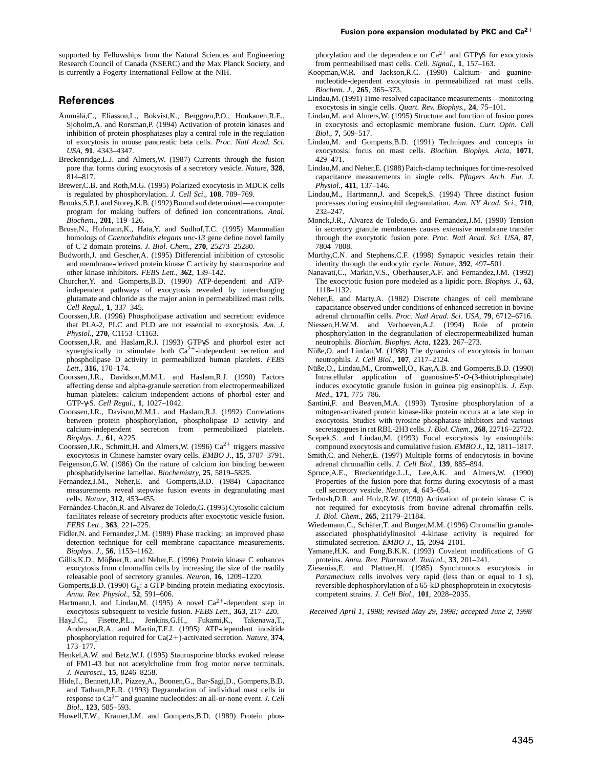supported by Fellowships from the Natural Sciences and Engineering Research Council of Canada (NSERC) and the Max Planck Society, and is currently a Fogerty International Fellow at the NIH.

## References

Ämmälä,C., Eliasson,L., Bokvist,K., Berggren,P.O., Honkanen,R.E., Sjoholm,A. and Rorsman,P. (1994) Activation of protein kinases and inhibition of protein phosphatases play a central role in the regulation of exocytosis in mouse pancreatic beta cells. *Proc. Natl Acad. Sci. USA*, **91**, 4343–4347.

Breckenridge,L.J. and Almers,W. (1987) Currents through the fusion pore that forms during exocytosis of a secretory vesicle. *Nature*, **328**, 814–817.

Brewer,C.B. and Roth,M.G. (1995) Polarized exocytosis in MDCK cells is regulated by phosphorylation. *J. Cell Sci*., **108**, 789–769.

Brooks,S.P.J. and Storey,K.B. (1992) Bound and determined—a computer program for making buffers of defined ion concentrations. *Anal. Biochem*., **201**, 119–126.

Brose,N., Hofmann,K., Hata,Y. and Sudhof,T.C. (1995) Mammalian homologs of *Caenorhabditis elegans unc-13* gene define novel family of C-2 domain proteins. *J. Biol. Chem*., **270**, 25273–25280.

Budworth,J. and Gescher,A. (1995) Differential inhibition of cytosolic and membrane-derived protein kinase C activity by staurosporine and other kinase inhibitors. *FEBS Lett*., **362**, 139–142.

Churcher,Y. and Gomperts,B.D. (1990) ATP-dependent and ATP-independent pathways of exocytosis revealed by interchanging glutamate and chloride as the major anion in permeabilized mast cells. *Cell Regul*., **1**, 337–345.

Coorssen,J.R. (1996) Phospholipase activation and secretion: evidence that PLA-2, PLC and PLD are not essential to exocytosis. *Am. J. Physiol*., **270**, C1153–C1163.

Coorssen,J.R. and Haslam,R.J. (1993) GTPγS and phorbol ester act synergistically to stimulate both $Ca^{2+}$-independent secretion and phospholipase D activity in permeabilized human platelets. *FEBS Lett*., **316**, 170–174.

Coorssen,J.R., Davidson,M.M.L. and Haslam,R.J. (1990) Factors affecting dense and alpha-granule secretion from electropermeabilized human platelets: calcium independent actions of phorbol ester and GTP-γ-S. *Cell Regul*., **1**, 1027–1042.

Coorssen,J.R., Davison,M.M.L. and Haslam,R.J. (1992) Correlations between protein phosphorylation, phospholipase D activity and calcium-independent secretion from permeabilized platelets. *Biophys. J*., **61**, A225.

Coorssen,J.R., Schmitt,H. and Almers,W. (1996) $Ca^{2+}$ triggers massive exocytosis in Chinese hamster ovary cells. *EMBO J*., **15**, 3787–3791.

Feigenson,G.W. (1986) On the nature of calcium ion binding between phosphatidylserine lamellae. *Biochemistry*, **25**, 5819–5825.

Fernandez,J.M., Neher,E. and Gomperts,B.D. (1984) Capacitance measurements reveal stepwise fusion events in degranulating mast cells. *Nature*, **312**, 453–455.

Fernández-Chacón,R. and Alvarez de Toledo,G. (1995) Cytosolic calcium facilitates release of secretory products after exocytotic vesicle fusion. *FEBS Lett*., **363**, 221–225.

Fidler,N. and Fernandez,J.M. (1989) Phase tracking: an improved phase detection technique for cell membrane capacitance measurements. *Biophys. J*., **56**, 1153–1162.

Gillis,K.D., Mößner,R. and Neher,E. (1996) Protein kinase C enhances exocytosis from chromaffin cells by increasing the size of the readily releasable pool of secretory granules. *Neuron*, **16**, 1209–1220.

Gomperts,B.D. (1990) $G_E$: a GTP-binding protein mediating exocytosis. *Annu. Rev. Physiol*., **52**, 591–606.

Hartmann,J. and Lindau,M. (1995) A novel $Ca^{2+}$-dependent step in exocytosis subsequent to vesicle fusion. *FEBS Lett*., **363**, 217–220.

Hay,J.C., Fisette,P.L., Jenkins,G.H., Fukami,K., Takenawa,T., Anderson,R.A. and Martin,T.F.J. (1995) ATP-dependent inositide phosphorylation required for Ca(2+)-activated secretion. *Nature*, **374**, 173–177.

Henkel,A.W. and Betz,W.J. (1995) Staurosporine blocks evoked release of FM1-43 but not acetylcholine from frog motor nerve terminals. *J. Neurosci*., **15**, 8246–8258.

Hide,I., Bennett,J.P., Pizzey,A., Boonen,G., Bar-Sagi,D., Gomperts,B.D. and Tatham,P.E.R. (1993) Degranulation of individual mast cells in response to $Ca^{2+}$ and guanine nucleotides: an all-or-none event. *J. Cell Biol*., **123**, 585–593.

Howell,T.W., Kramer,I.M. and Gomperts,B.D. (1989) Protein phosphorylation and the dependence on $Ca^{2+}$ and GTPγS for exocytosis from permeabilised mast cells. *Cell. Signal*., **1**, 157–163.

Koopman,W.R. and Jackson,R.C. (1990) Calcium- and guanine-nucleotide-dependent exocytosis in permeabilized rat mast cells. *Biochem. J*., **265**, 365–373.

Lindau,M. (1991) Time-resolved capacitance measurements—monitoring exocytosis in single cells. *Quart. Rev. Biophys*., **24**, 75–101.

Lindau,M. and Almers,W. (1995) Structure and function of fusion pores in exocytosis and ectoplasmic membrane fusion. *Curr. Opin. Cell Biol*., **7**, 509–517.

Lindau,M. and Gomperts,B.D. (1991) Techniques and concepts in exocytosis: focus on mast cells. *Biochim. Biophys. Acta*, **1071**, 429–471.

Lindau,M. and Neher,E. (1988) Patch-clamp techniques for time-resolved capacitance measurements in single cells. *Pflügers Arch. Eur. J. Physiol*., **411**, 137–146.

Lindau,M., Hartmann,J. and Scepek,S. (1994) Three distinct fusion processes during eosinophil degranulation. *Ann. NY Acad. Sci*., **710**, 232–247.

Monck,J.R., Alvarez de Toledo,G. and Fernandez,J.M. (1990) Tension in secretory granule membranes causes extensive membrane transfer through the exocytotic fusion pore. *Proc. Natl Acad. Sci. USA*, **87**, 7804–7808.

Murthy,C.N. and Stephens,C.F. (1998) Synaptic vesicles retain their identity through the endocytic cycle. *Nature*, **392**, 497–501.

Nanavati,C., Markin,V.S., Oberhauser,A.F. and Fernandez,J.M. (1992) The exocytotic fusion pore modeled as a lipidic pore. *Biophys. J*., **63**, 1118–1132.

Neher,E. and Marty,A. (1982) Discrete changes of cell membrane capacitance observed under conditions of enhanced secretion in bovine adrenal chromaffin cells. *Proc. Natl Acad. Sci. USA*, **79**, 6712–6716.

Niessen,H.W.M. and Verhoeven,A.J. (1994) Role of protein phosphorylation in the degranulation of electropermeabilized human neutrophils. *Biochim. Biophys. Acta*, **1223**, 267–273.

Nüße,O. and Lindau,M. (1988) The dynamics of exocytosis in human neutrophils. *J. Cell Biol*., **107**, 2117–2124.

Nüße,O., Lindau,M., Cromwell,O., Kay,A.B. and Gomperts,B.D. (1990) Intracellular application of guanosine-5′-*O*-(3-thiotriphosphate) induces exocytotic granule fusion in guinea pig eosinophils. *J. Exp. Med*., **171**, 775–786.

Santini,F. and Beaven,M.A. (1993) Tyrosine phosphorylation of a mitogen-activated protein kinase-like protein occurs at a late step in exocytosis. Studies with tyrosine phosphatase inhibitors and various secretagogues in rat RBL-2H3 cells. *J. Biol. Chem*., **268**, 22716–22722.

Scepek,S. and Lindau,M. (1993) Focal exocytosis by eosinophils: compound exocytosis and cumulative fusion. *EMBO J*., **12**, 1811–1817.

Smith,C. and Neher,E. (1997) Multiple forms of endocytosis in bovine adrenal chromaffin cells. *J. Cell Biol*., **139**, 885–894.

Spruce,A.E., Breckenridge,L.J., Lee,A.K. and Almers,W. (1990) Properties of the fusion pore that forms during exocytosis of a mast cell secretory vesicle. *Neuron*, **4**, 643–654.

Terbush,D.R. and Holz,R.W. (1990) Activation of protein kinase C is not required for exocytosis from bovine adrenal chromaffin cells. *J. Biol. Chem*., **265**, 21179–21184.

Wiedemann,C., Schäfer,T. and Burger,M.M. (1996) Chromaffin granule-associated phosphatidylinositol 4-kinase activity is required for stimulated secretion. *EMBO J*., **15**, 2094–2101.

Yamane,H.K. and Fung,B.K.K. (1993) Covalent modifications of G proteins. *Annu. Rev. Pharmacol. Toxicol*., **33**, 201–241.

Zieseniss,E. and Plattner,H. (1985) Synchronous exocytosis in *Paramecium* cells involves very rapid (less than or equal to 1 s), reversible dephosphorylation of a 65-kD phosphoprotein in exocytosis-competent strains. *J. Cell Biol*., **101**, 2028–2035.

*Received April 1, 1998; revised May 29, 1998; accepted June 2, 1998*